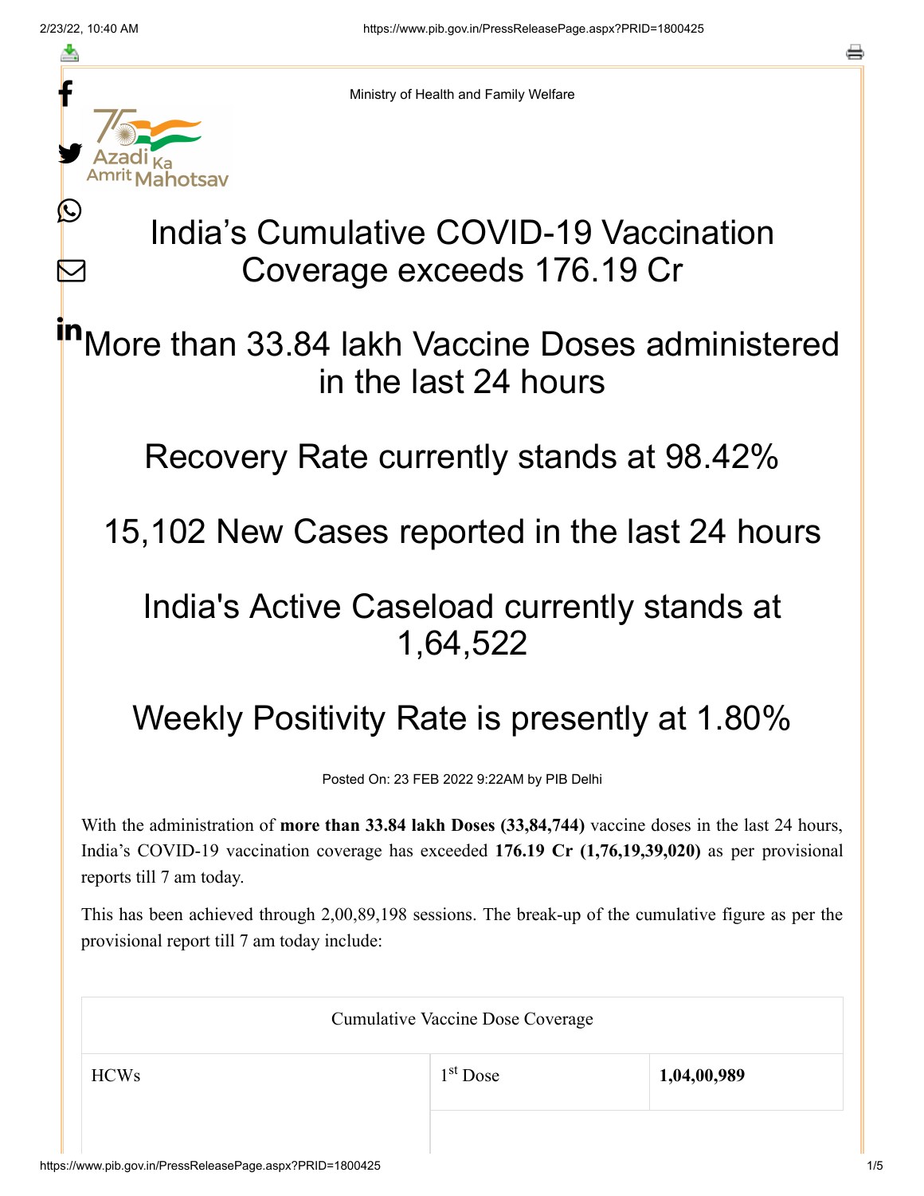Ministry of Health and Family Welfare

# India's Cumulative COVID-19 Vaccination Coverage exceeds 176.19 Cr

## More than 33.84 lakh Vaccine Doses administered in the last 24 hours

## Recovery Rate currently stands at 98.42%

## 15,102 New Cases reported in the last 24 hours

## India's Active Caseload currently stands at 1,64,522

## Weekly Positivity Rate is presently at 1.80%

Posted On: 23 FEB 2022 9:22AM by PIB Delhi

With the administration of **more than 33.84 lakh Doses (33,84,744)** vaccine doses in the last 24 hours, India's COVID-19 vaccination coverage has exceeded **176.19 Cr (1,76,19,39,020)** as per provisional reports till 7 am today.

This has been achieved through 2,00,89,198 sessions. The break-up of the cumulative figure as per the provisional report till 7 am today include:

| Cumulative Vaccine Dose Coverage | | |
|---|---|---|
| HCWs | 1st Dose | **1,04,00,989** |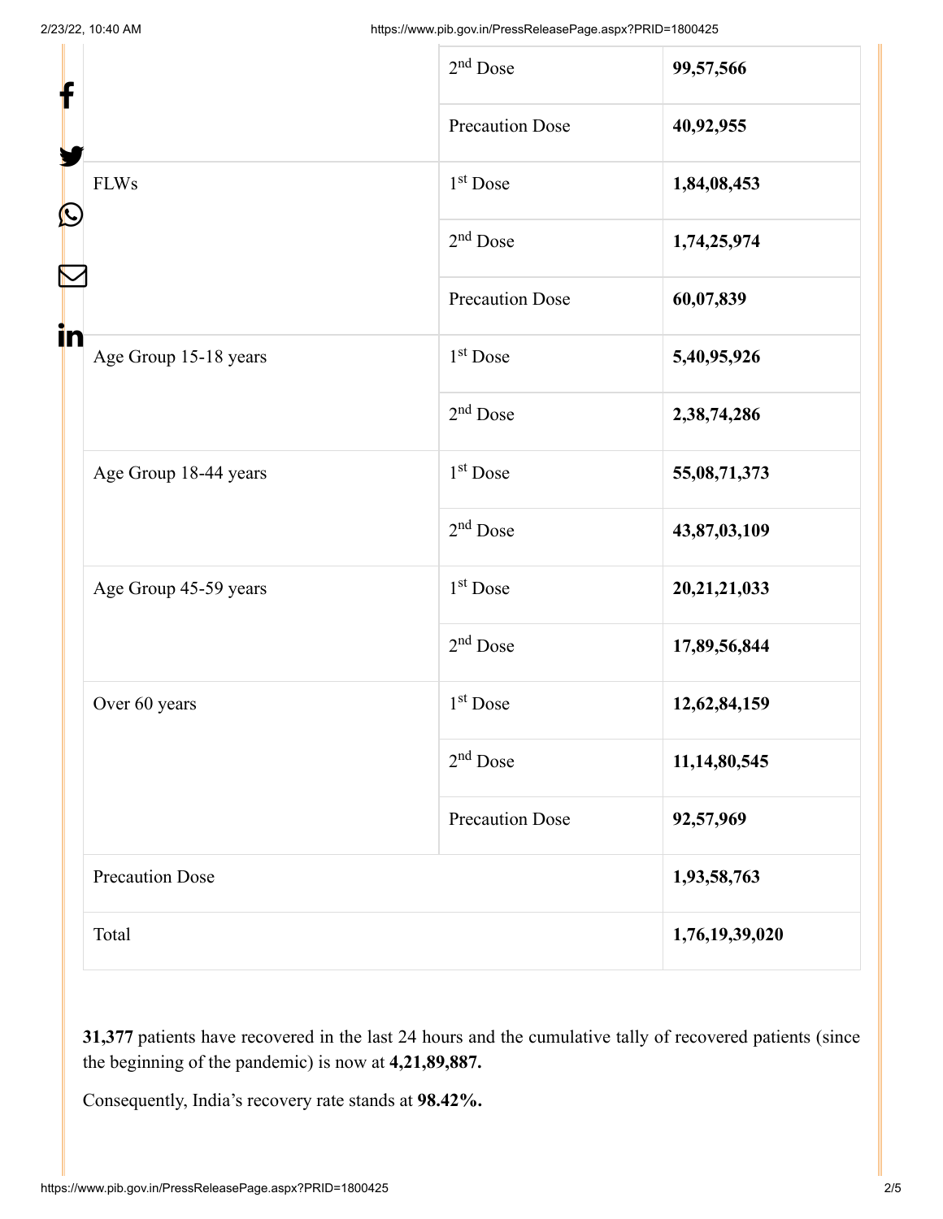| | | |
|---|---|---|
| | 2nd Dose | **99,57,566** |
| | Precaution Dose | **40,92,955** |
| FLWs | 1st Dose | **1,84,08,453** |
| | 2nd Dose | **1,74,25,974** |
| | Precaution Dose | **60,07,839** |
| Age Group 15-18 years | 1st Dose | **5,40,95,926** |
| | 2nd Dose | **2,38,74,286** |
| Age Group 18-44 years | 1st Dose | **55,08,71,373** |
| | 2nd Dose | **43,87,03,109** |
| Age Group 45-59 years | 1st Dose | **20,21,21,033** |
| | 2nd Dose | **17,89,56,844** |
| Over 60 years | 1st Dose | **12,62,84,159** |
| | 2nd Dose | **11,14,80,545** |
| | Precaution Dose | **92,57,969** |
| Precaution Dose | | **1,93,58,763** |
| Total | | **1,76,19,39,020** |

**31,377** patients have recovered in the last 24 hours and the cumulative tally of recovered patients (since the beginning of the pandemic) is now at **4,21,89,887.**

Consequently, India's recovery rate stands at **98.42%.**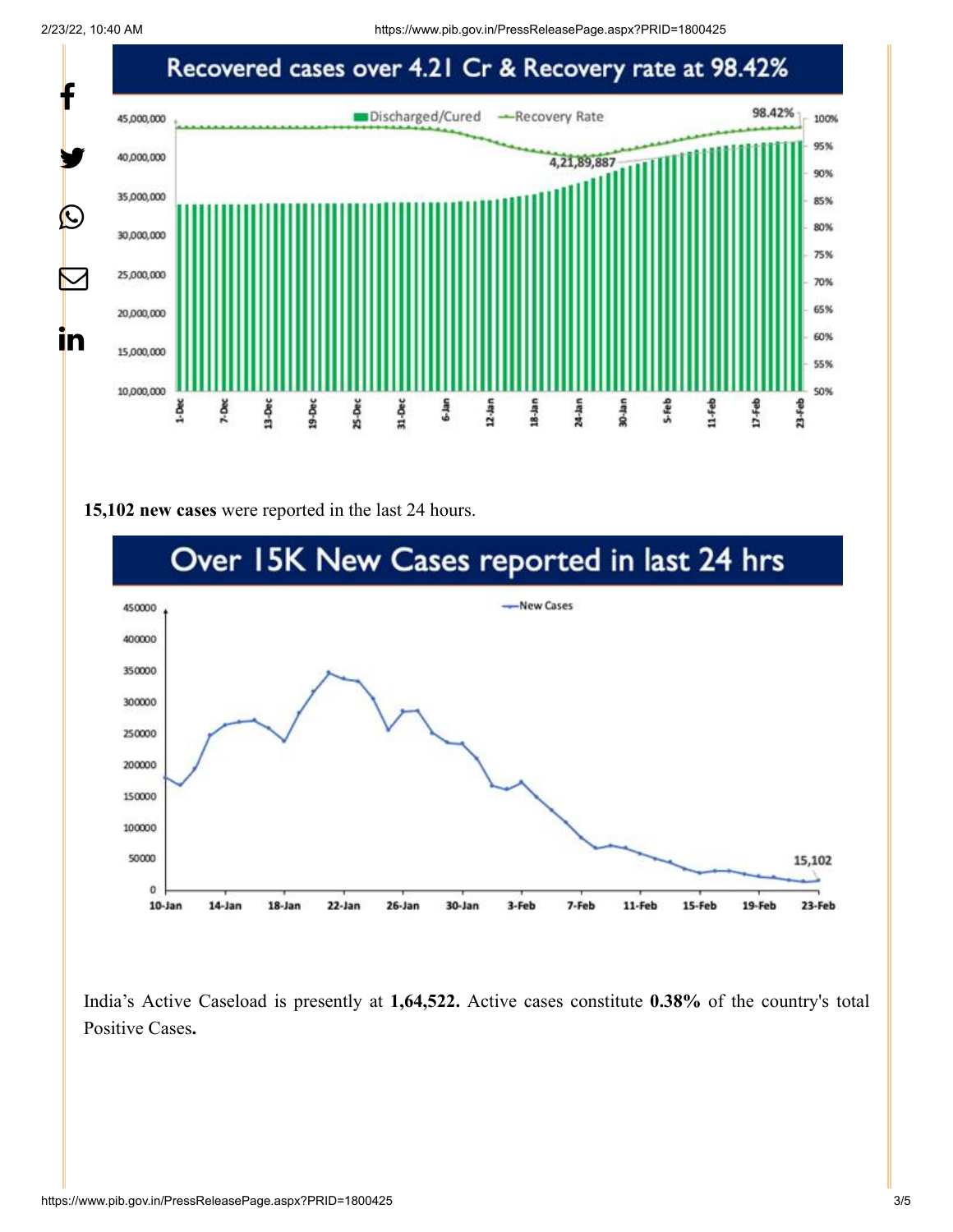15,102 **new cases** were reported in the last 24 hours.

India's Active Caseload is presently at **1,64,522.** Active cases constitute **0.38%** of the country's total Positive Cases**.**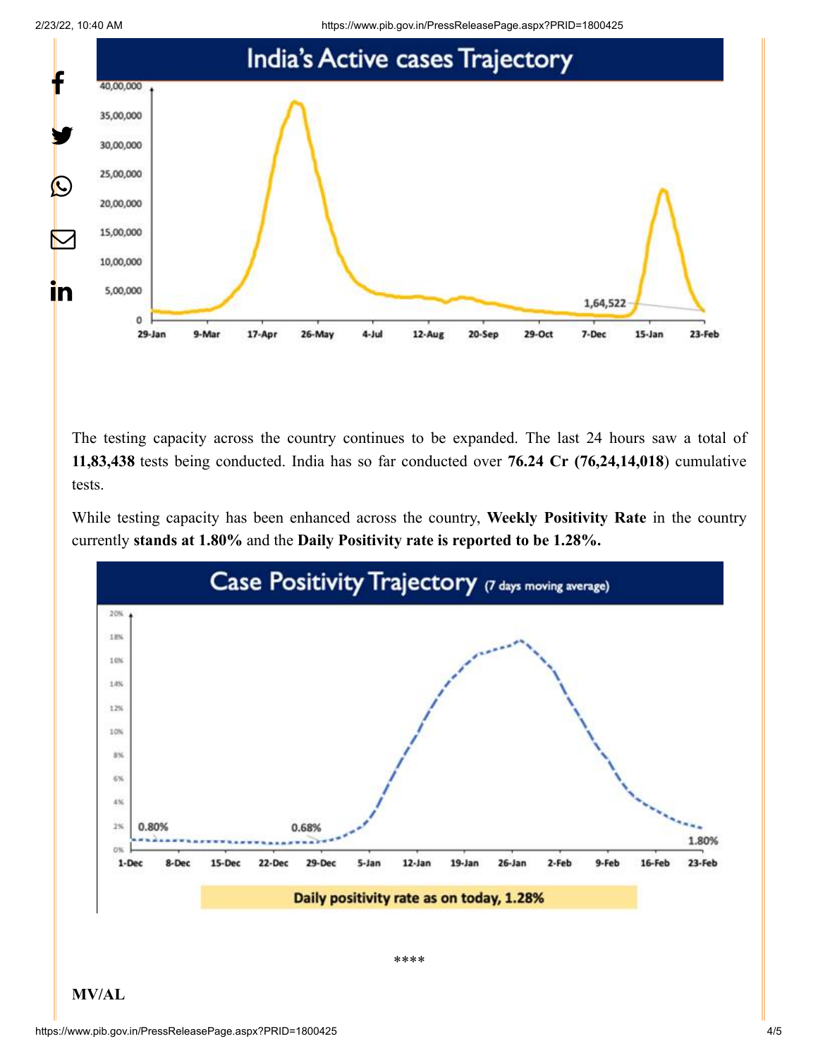**India's Active cases Trajectory**

The testing capacity across the country continues to be expanded. The last 24 hours saw a total of **11,83,438** tests being conducted. India has so far conducted over **76.24 Cr (76,24,14,018)** cumulative tests.

While testing capacity has been enhanced across the country, **Weekly Positivity Rate** in the country currently **stands at 1.80%** and the **Daily Positivity rate is reported to be 1.28%.**

**Case Positivity Trajectory** (7 days moving average)

Daily positivity rate as on today, 1.28%

****

**MV/AL**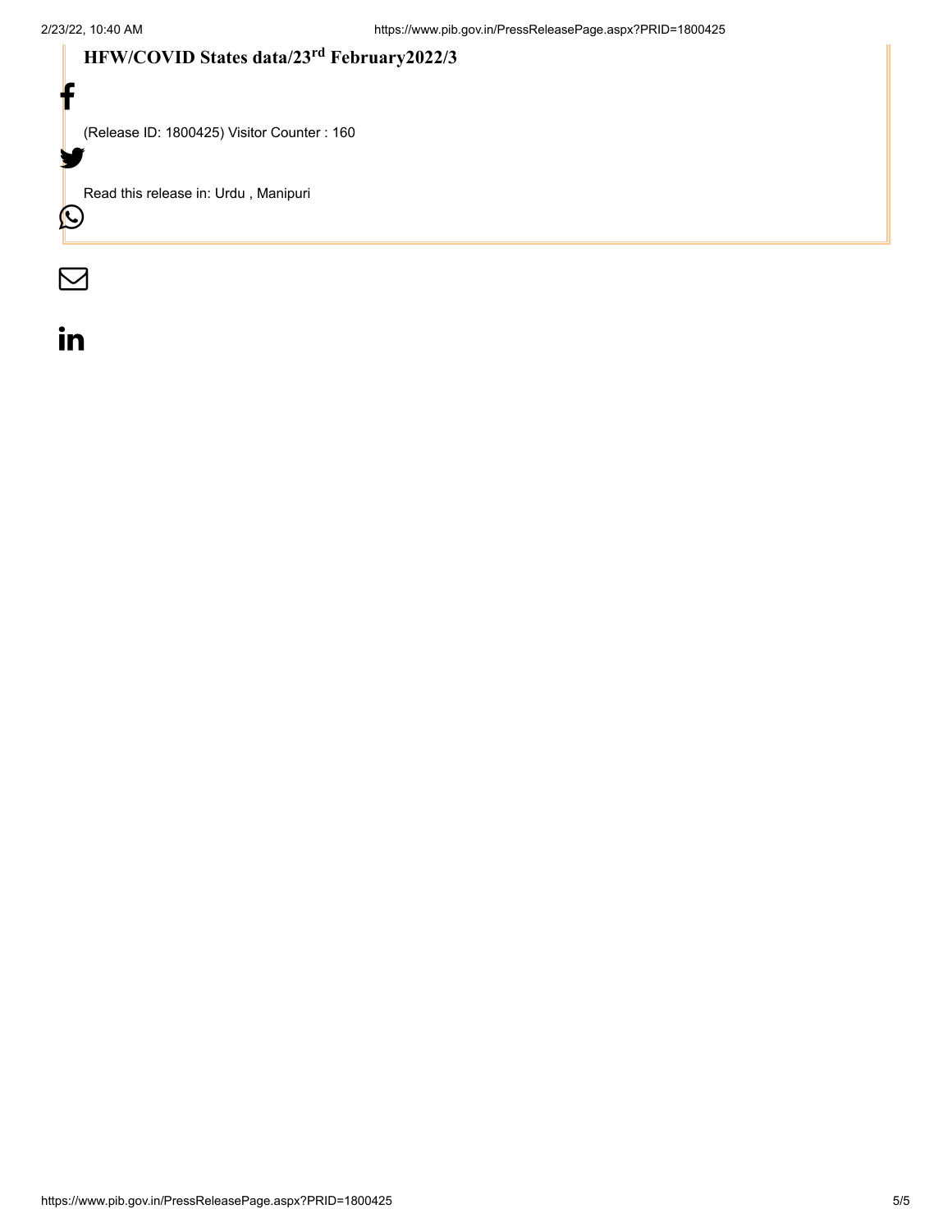**HFW/COVID States data/23rd February2022/3**

(Release ID: 1800425) Visitor Counter : 160

Read this release in: Urdu , Manipuri